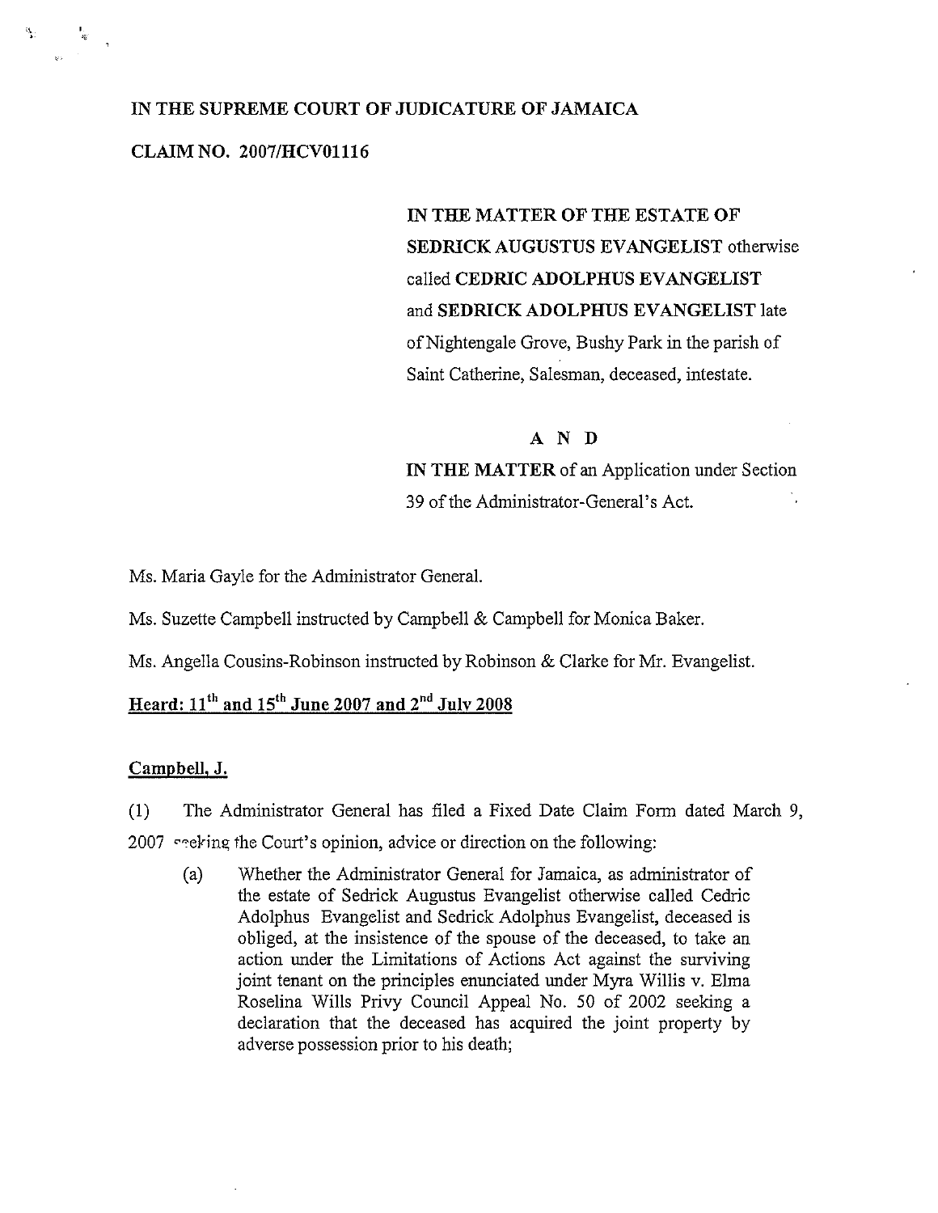**IN THE SUPREME COURT OF JUDICATURE OF JAMAICA**

**CLAIM NO. 2007/HCV01116**

**IN THE MATTER OF THE ESTATE OF SEDRICK AUGUSTUS EVANGELIST** otherwise called **CEDRIC ADOLPHUS EVANGELIST** and **SEDRICK ADOLPHUS EVANGELIST** late of Nightengale Grove, Bushy Park in the parish of Saint Catherine, Salesman, deceased, intestate.

**A N D**

**IN THE MATTER** of an Application under Section 39 of the Administrator-General's Act.

Ms. Maria Gayle for the Administrator General.

Ms. Suzette Campbell instructed by Campbell & Campbell for Monica Baker.

Ms. Angella Cousins-Robinson instructed by Robinson & Clarke for Mr. Evangelist.

**Heard: 11th and 15th June 2007 and 2nd July 2008**

**Campbell, J.**

(1) The Administrator General has filed a Fixed Date Claim Form dated March 9, 2007 seeking the Court's opinion, advice or direction on the following:

(a) Whether the Administrator General for Jamaica, as administrator of the estate of Sedrick Augustus Evangelist otherwise called Cedric Adolphus Evangelist and Sedrick Adolphus Evangelist, deceased is obliged, at the insistence of the spouse of the deceased, to take an action under the Limitations of Actions Act against the surviving joint tenant on the principles enunciated under Myra Willis v. Elma Roselina Wills Privy Council Appeal No. 50 of 2002 seeking a declaration that the deceased has acquired the joint property by adverse possession prior to his death;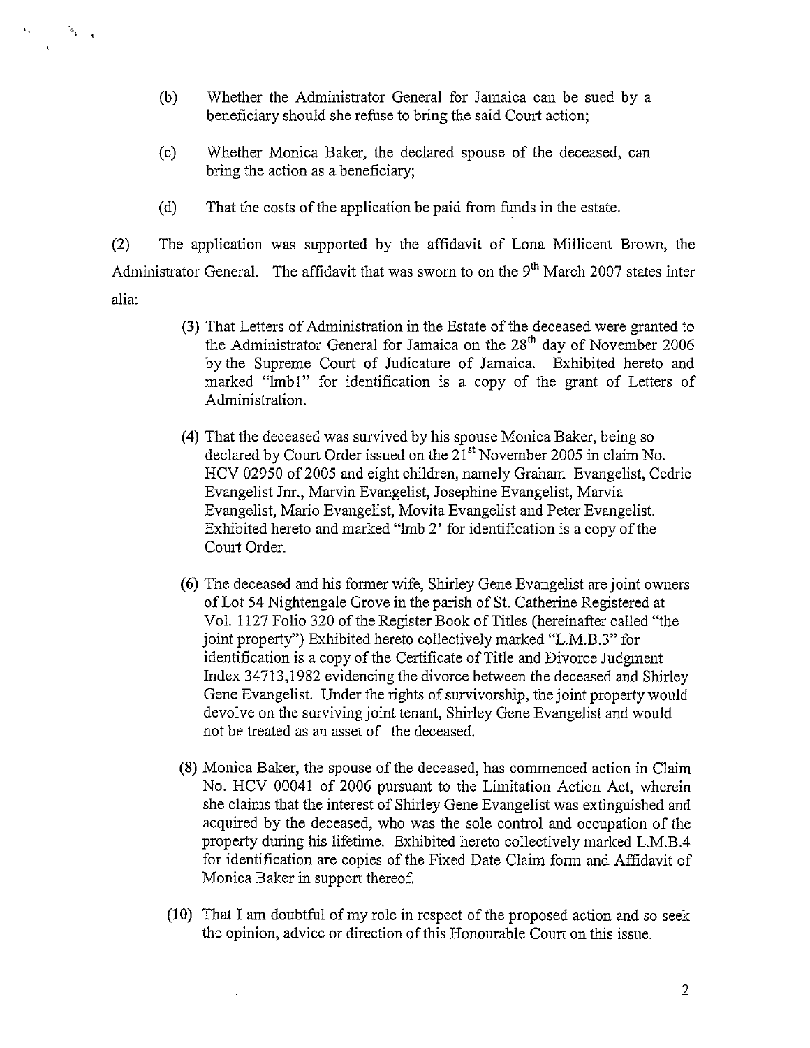(b) Whether the Administrator General for Jamaica can be sued by a beneficiary should she refuse to bring the said Court action;

(c) Whether Monica Baker, the declared spouse of the deceased, can bring the action as a beneficiary;

(d) That the costs of the application be paid from funds in the estate.

(2) The application was supported by the affidavit of Lona Millicent Brown, the Administrator General. The affidavit that was sworn to on the 9th March 2007 states inter alia:

> (3) That Letters of Administration in the Estate of the deceased were granted to the Administrator General for Jamaica on the 28th day of November 2006 by the Supreme Court of Judicature of Jamaica. Exhibited hereto and marked "lmb1" for identification is a copy of the grant of Letters of Administration.
>
> (4) That the deceased was survived by his spouse Monica Baker, being so declared by Court Order issued on the 21st November 2005 in claim No. HCV 02950 of 2005 and eight children, namely Graham Evangelist, Cedric Evangelist Jnr., Marvin Evangelist, Josephine Evangelist, Marvia Evangelist, Mario Evangelist, Movita Evangelist and Peter Evangelist. Exhibited hereto and marked "lmb 2' for identification is a copy of the Court Order.
>
> (6) The deceased and his former wife, Shirley Gene Evangelist are joint owners of Lot 54 Nightengale Grove in the parish of St. Catherine Registered at Vol. 1127 Folio 320 of the Register Book of Titles (hereinafter called "the joint property") Exhibited hereto collectively marked "L.M.B.3" for identification is a copy of the Certificate of Title and Divorce Judgment Index 34713,1982 evidencing the divorce between the deceased and Shirley Gene Evangelist. Under the rights of survivorship, the joint property would devolve on the surviving joint tenant, Shirley Gene Evangelist and would not be treated as an asset of the deceased.
>
> (8) Monica Baker, the spouse of the deceased, has commenced action in Claim No. HCV 00041 of 2006 pursuant to the Limitation Action Act, wherein she claims that the interest of Shirley Gene Evangelist was extinguished and acquired by the deceased, who was the sole control and occupation of the property during his lifetime. Exhibited hereto collectively marked L.M.B.4 for identification are copies of the Fixed Date Claim form and Affidavit of Monica Baker in support thereof.
>
> (10) That I am doubtful of my role in respect of the proposed action and so seek the opinion, advice or direction of this Honourable Court on this issue.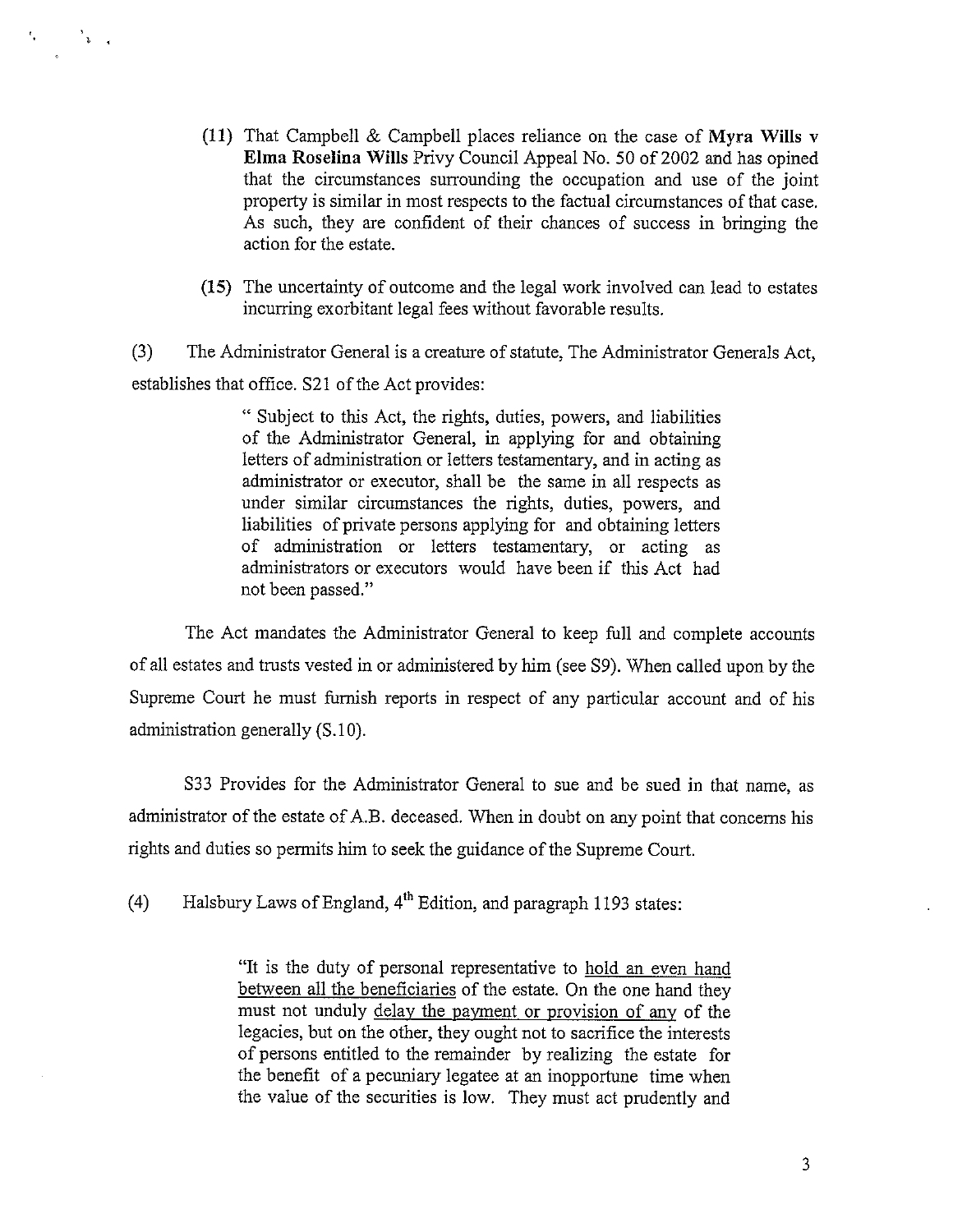(11) That Campbell & Campbell places reliance on the case of **Myra Wills v Elma Roselina Wills** Privy Council Appeal No. 50 of 2002 and has opined that the circumstances surrounding the occupation and use of the joint property is similar in most respects to the factual circumstances of that case. As such, they are confident of their chances of success in bringing the action for the estate.

(15) The uncertainty of outcome and the legal work involved can lead to estates incurring exorbitant legal fees without favorable results.

(3) The Administrator General is a creature of statute, The Administrator Generals Act, establishes that office. S21 of the Act provides:

> " Subject to this Act, the rights, duties, powers, and liabilities of the Administrator General, in applying for and obtaining letters of administration or letters testamentary, and in acting as administrator or executor, shall be the same in all respects as under similar circumstances the rights, duties, powers, and liabilities of private persons applying for and obtaining letters of administration or letters testamentary, or acting as administrators or executors would have been if this Act had not been passed."

The Act mandates the Administrator General to keep full and complete accounts of all estates and trusts vested in or administered by him (see S9). When called upon by the Supreme Court he must furnish reports in respect of any particular account and of his administration generally (S.10).

S33 Provides for the Administrator General to sue and be sued in that name, as administrator of the estate of A.B. deceased. When in doubt on any point that concerns his rights and duties so permits him to seek the guidance of the Supreme Court.

(4) Halsbury Laws of England, 4th Edition, and paragraph 1193 states:

> "It is the duty of personal representative to <u>hold an even hand between all the beneficiaries</u> of the estate. On the one hand they must not unduly <u>delay the payment or provision of any</u> of the legacies, but on the other, they ought not to sacrifice the interests of persons entitled to the remainder by realizing the estate for the benefit of a pecuniary legatee at an inopportune time when the value of the securities is low. They must act prudently and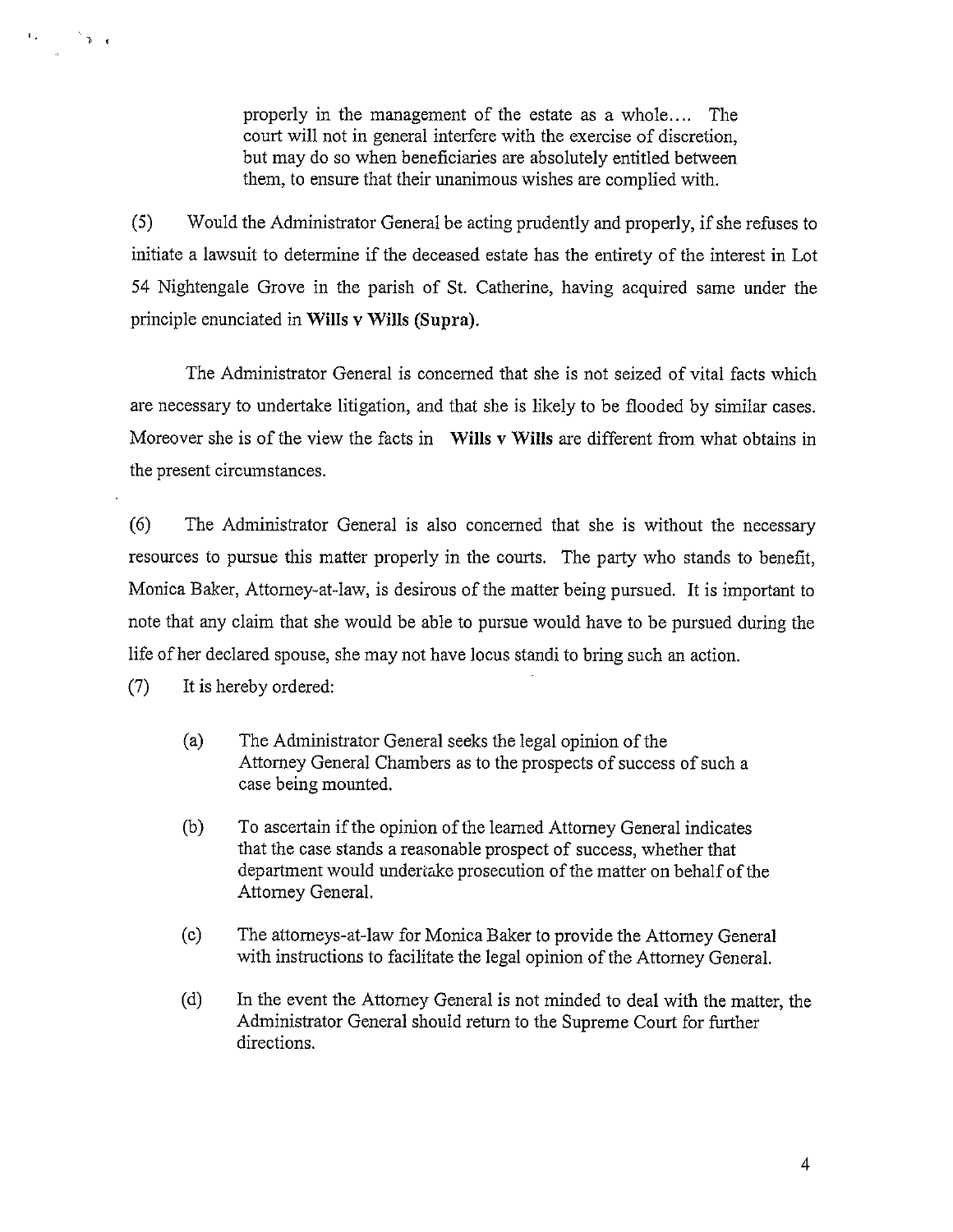> properly in the management of the estate as a whole.... The court will not in general interfere with the exercise of discretion, but may do so when beneficiaries are absolutely entitled between them, to ensure that their unanimous wishes are complied with.

(5) Would the Administrator General be acting prudently and properly, if she refuses to initiate a lawsuit to determine if the deceased estate has the entirety of the interest in Lot 54 Nightengale Grove in the parish of St. Catherine, having acquired same under the principle enunciated in **Wills v Wills (Supra).**

The Administrator General is concerned that she is not seized of vital facts which are necessary to undertake litigation, and that she is likely to be flooded by similar cases. Moreover she is of the view the facts in **Wills v Wills** are different from what obtains in the present circumstances.

(6) The Administrator General is also concerned that she is without the necessary resources to pursue this matter properly in the courts. The party who stands to benefit, Monica Baker, Attorney-at-law, is desirous of the matter being pursued. It is important to note that any claim that she would be able to pursue would have to be pursued during the life of her declared spouse, she may not have locus standi to bring such an action.

(7) It is hereby ordered:

> (a) The Administrator General seeks the legal opinion of the Attorney General Chambers as to the prospects of success of such a case being mounted.
>
> (b) To ascertain if the opinion of the learned Attorney General indicates that the case stands a reasonable prospect of success, whether that department would undertake prosecution of the matter on behalf of the Attorney General.
>
> (c) The attorneys-at-law for Monica Baker to provide the Attorney General with instructions to facilitate the legal opinion of the Attorney General.
>
> (d) In the event the Attorney General is not minded to deal with the matter, the Administrator General should return to the Supreme Court for further directions.